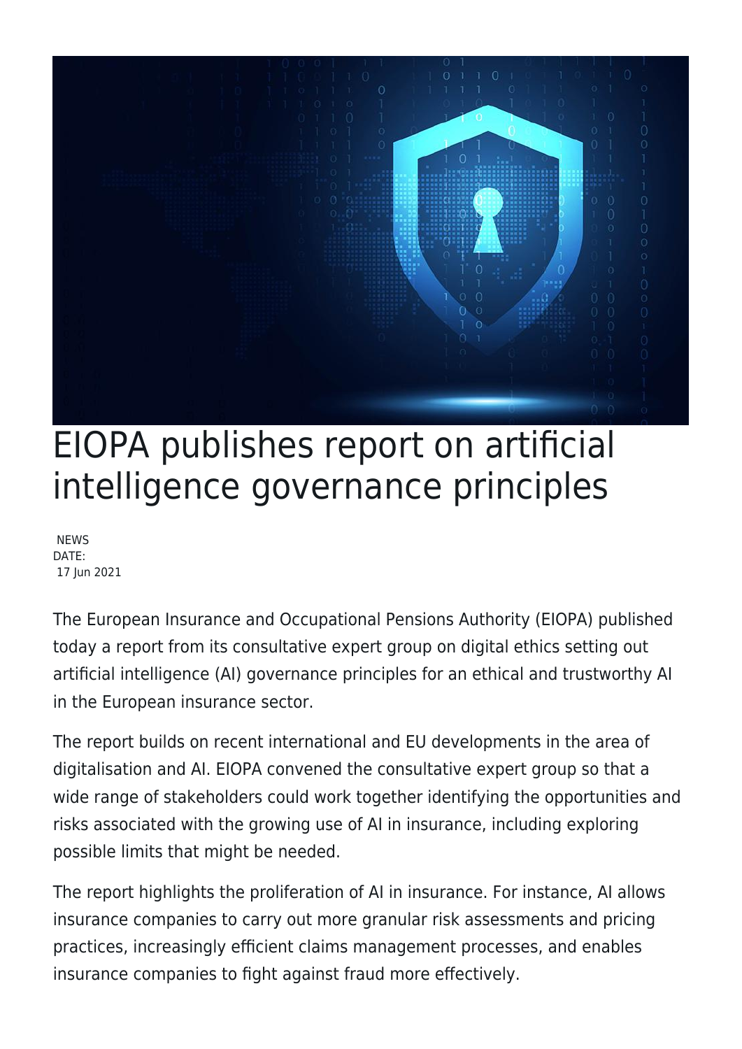# EIOPA publishes report on artificial intelligence governance principles

NEWS
DATE:
17 Jun 2021

The European Insurance and Occupational Pensions Authority (EIOPA) published today a report from its consultative expert group on digital ethics setting out artificial intelligence (AI) governance principles for an ethical and trustworthy AI in the European insurance sector.

The report builds on recent international and EU developments in the area of digitalisation and AI. EIOPA convened the consultative expert group so that a wide range of stakeholders could work together identifying the opportunities and risks associated with the growing use of AI in insurance, including exploring possible limits that might be needed.

The report highlights the proliferation of AI in insurance. For instance, AI allows insurance companies to carry out more granular risk assessments and pricing practices, increasingly efficient claims management processes, and enables insurance companies to fight against fraud more effectively.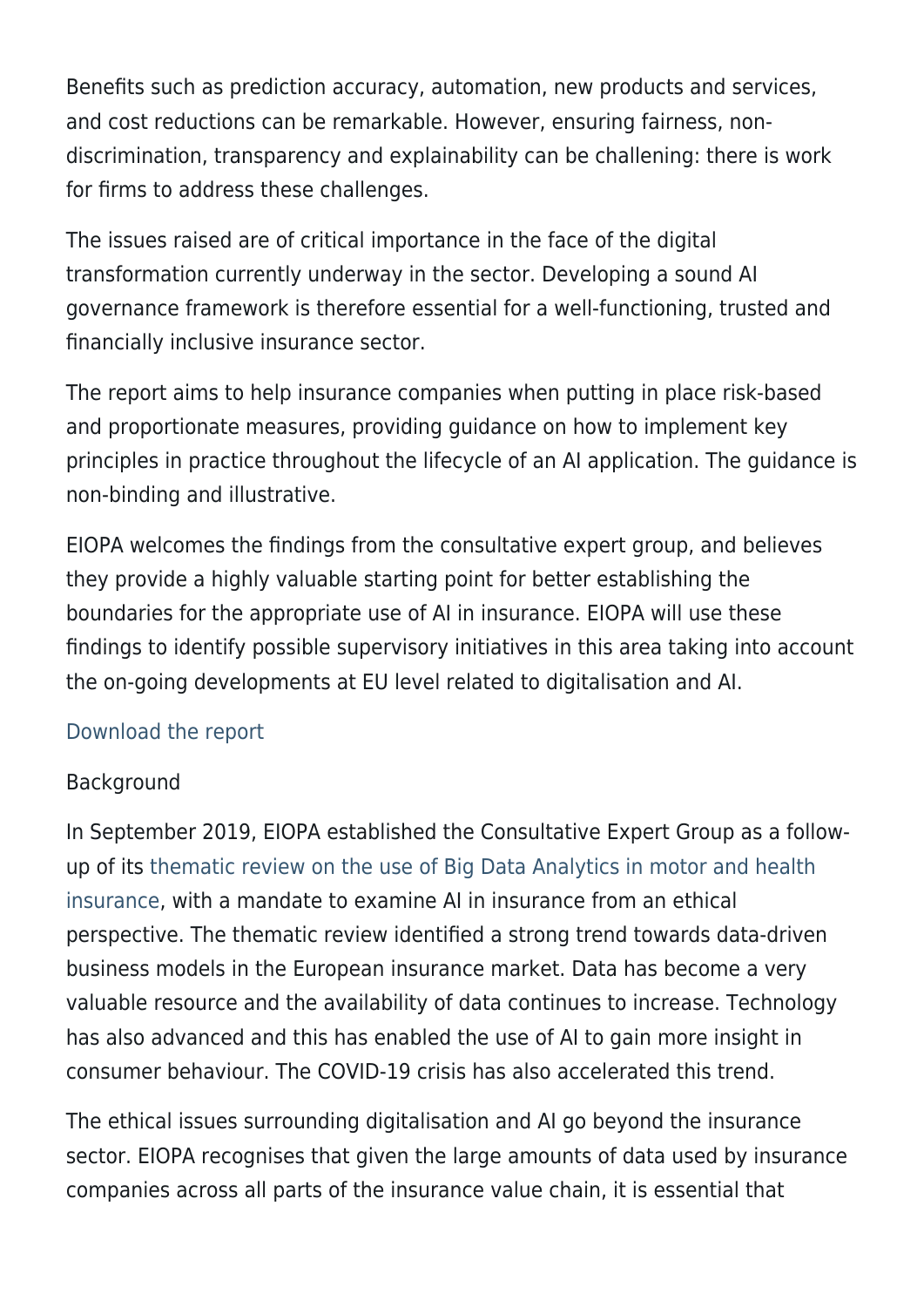Benefits such as prediction accuracy, automation, new products and services, and cost reductions can be remarkable. However, ensuring fairness, non-discrimination, transparency and explainability can be challening: there is work for firms to address these challenges.

The issues raised are of critical importance in the face of the digital transformation currently underway in the sector. Developing a sound AI governance framework is therefore essential for a well-functioning, trusted and financially inclusive insurance sector.

The report aims to help insurance companies when putting in place risk-based and proportionate measures, providing guidance on how to implement key principles in practice throughout the lifecycle of an AI application. The guidance is non-binding and illustrative.

EIOPA welcomes the findings from the consultative expert group, and believes they provide a highly valuable starting point for better establishing the boundaries for the appropriate use of AI in insurance. EIOPA will use these findings to identify possible supervisory initiatives in this area taking into account the on-going developments at EU level related to digitalisation and AI.

Download the report

Background

In September 2019, EIOPA established the Consultative Expert Group as a follow-up of its thematic review on the use of Big Data Analytics in motor and health insurance, with a mandate to examine AI in insurance from an ethical perspective. The thematic review identified a strong trend towards data-driven business models in the European insurance market. Data has become a very valuable resource and the availability of data continues to increase. Technology has also advanced and this has enabled the use of AI to gain more insight in consumer behaviour. The COVID-19 crisis has also accelerated this trend.

The ethical issues surrounding digitalisation and AI go beyond the insurance sector. EIOPA recognises that given the large amounts of data used by insurance companies across all parts of the insurance value chain, it is essential that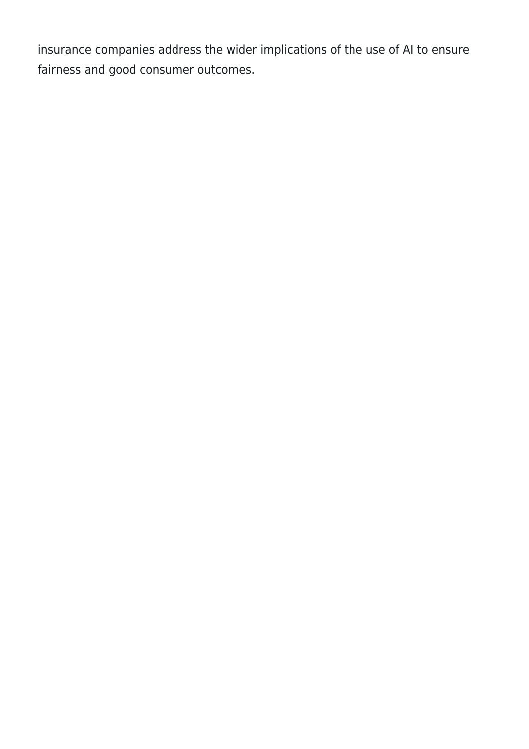insurance companies address the wider implications of the use of AI to ensure fairness and good consumer outcomes.